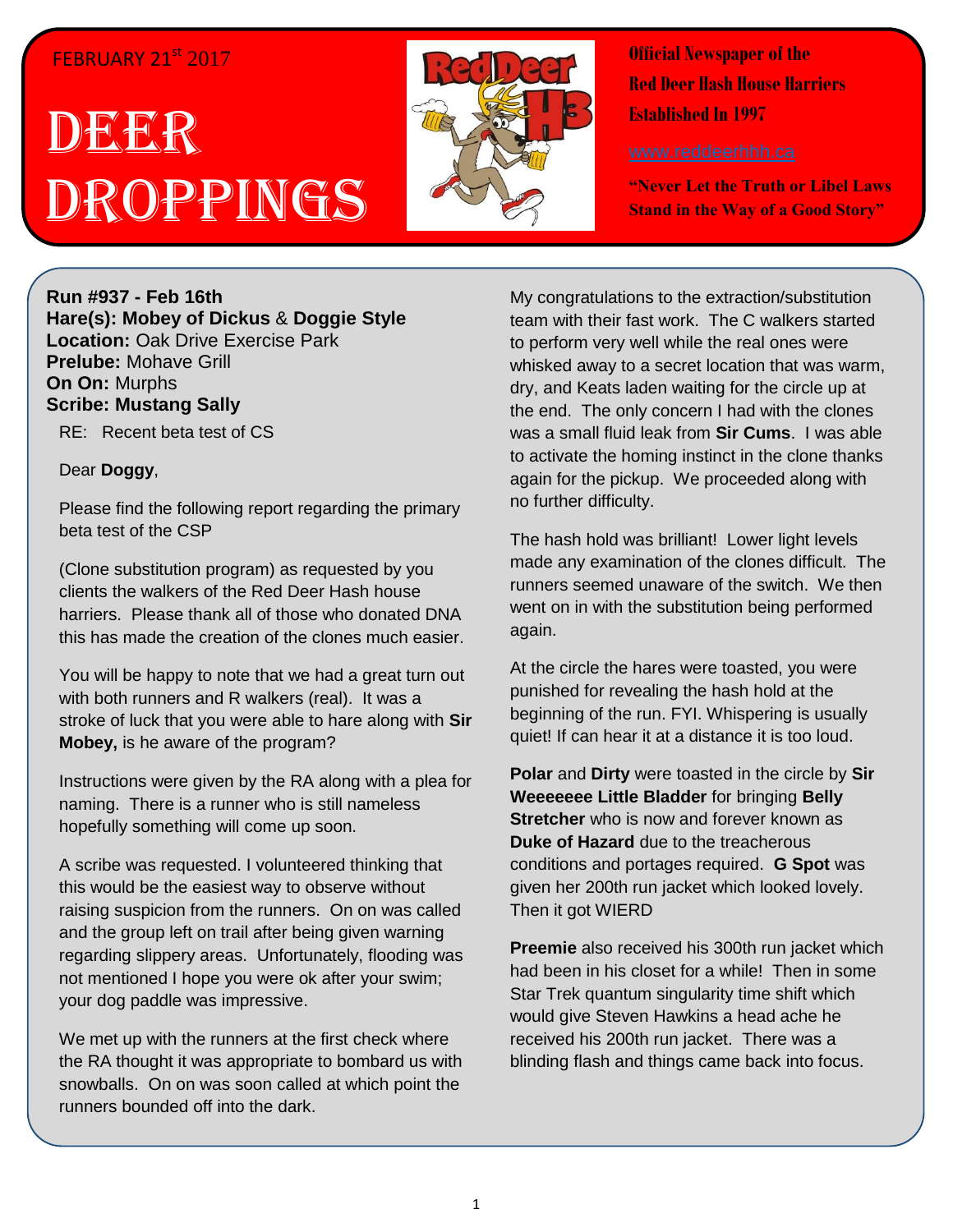FEBRUARY 21st 2017

# DEER DROPPINGS

**Official Newspaper of the Red Deer Hash House Harriers Established In 1997**

www.reddeerhhh.ca

**"Never Let the Truth or Libel Laws Stand in the Way of a Good Story"**

**Run #937 - Feb 16th**
**Hare(s): Mobey of Dickus** & **Doggie Style**
**Location:** Oak Drive Exercise Park
**Prelube:** Mohave Grill
**On On:** Murphs
**Scribe: Mustang Sally**

RE: Recent beta test of CS

Dear **Doggy**,

Please find the following report regarding the primary beta test of the CSP

(Clone substitution program) as requested by you clients the walkers of the Red Deer Hash house harriers. Please thank all of those who donated DNA this has made the creation of the clones much easier.

You will be happy to note that we had a great turn out with both runners and R walkers (real). It was a stroke of luck that you were able to hare along with **Sir Mobey,** is he aware of the program?

Instructions were given by the RA along with a plea for naming. There is a runner who is still nameless hopefully something will come up soon.

A scribe was requested. I volunteered thinking that this would be the easiest way to observe without raising suspicion from the runners. On on was called and the group left on trail after being given warning regarding slippery areas. Unfortunately, flooding was not mentioned I hope you were ok after your swim; your dog paddle was impressive.

We met up with the runners at the first check where the RA thought it was appropriate to bombard us with snowballs. On on was soon called at which point the runners bounded off into the dark.

My congratulations to the extraction/substitution team with their fast work. The C walkers started to perform very well while the real ones were whisked away to a secret location that was warm, dry, and Keats laden waiting for the circle up at the end. The only concern I had with the clones was a small fluid leak from **Sir Cums**. I was able to activate the homing instinct in the clone thanks again for the pickup. We proceeded along with no further difficulty.

The hash hold was brilliant! Lower light levels made any examination of the clones difficult. The runners seemed unaware of the switch. We then went on in with the substitution being performed again.

At the circle the hares were toasted, you were punished for revealing the hash hold at the beginning of the run. FYI. Whispering is usually quiet! If can hear it at a distance it is too loud.

**Polar** and **Dirty** were toasted in the circle by **Sir Weeeeeee Little Bladder** for bringing **Belly Stretcher** who is now and forever known as **Duke of Hazard** due to the treacherous conditions and portages required. **G Spot** was given her 200th run jacket which looked lovely. Then it got WIERD

**Preemie** also received his 300th run jacket which had been in his closet for a while! Then in some Star Trek quantum singularity time shift which would give Steven Hawkins a head ache he received his 200th run jacket. There was a blinding flash and things came back into focus.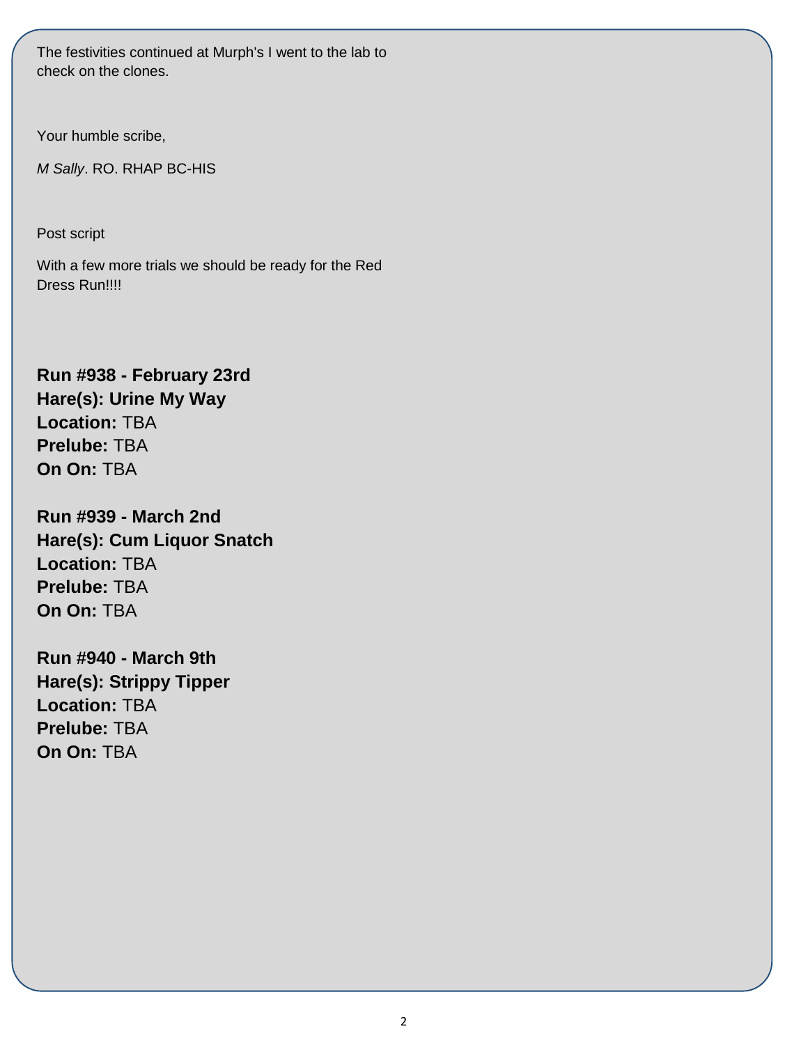The festivities continued at Murph's I went to the lab to check on the clones.

Your humble scribe,

*M Sally*. RO. RHAP BC-HIS

Post script

With a few more trials we should be ready for the Red Dress Run!!!!

**Run #938 - February 23rd**
**Hare(s): Urine My Way**
**Location:** TBA
**Prelube:** TBA
**On On:** TBA

**Run #939 - March 2nd**
**Hare(s): Cum Liquor Snatch**
**Location:** TBA
**Prelube:** TBA
**On On:** TBA

**Run #940 - March 9th**
**Hare(s): Strippy Tipper**
**Location:** TBA
**Prelube:** TBA
**On On:** TBA